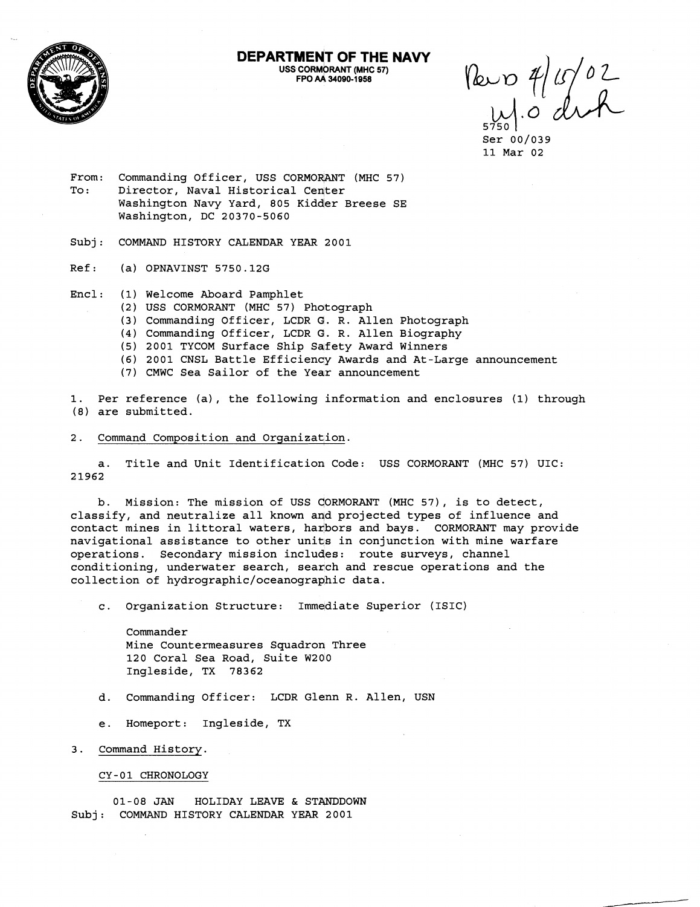**DEPARTMENT OF THE NAVY**
USS CORMORANT (MHC 57)
FPO AA 34090-1958

Rev'd 4/15/02
w/o draft

5750
Ser 00/039
11 Mar 02

From: Commanding Officer, USS CORMORANT (MHC 57)
To: Director, Naval Historical Center
Washington Navy Yard, 805 Kidder Breese SE
Washington, DC 20370-5060

Subj: COMMAND HISTORY CALENDAR YEAR 2001

Ref: (a) OPNAVINST 5750.12G

Encl: (1) Welcome Aboard Pamphlet
(2) USS CORMORANT (MHC 57) Photograph
(3) Commanding Officer, LCDR G. R. Allen Photograph
(4) Commanding Officer, LCDR G. R. Allen Biography
(5) 2001 TYCOM Surface Ship Safety Award Winners
(6) 2001 CNSL Battle Efficiency Awards and At-Large announcement
(7) CMWC Sea Sailor of the Year announcement

1. Per reference (a), the following information and enclosures (1) through (8) are submitted.

2. Command Composition and Organization.

a. Title and Unit Identification Code: USS CORMORANT (MHC 57) UIC: 21962

b. Mission: The mission of USS CORMORANT (MHC 57), is to detect, classify, and neutralize all known and projected types of influence and contact mines in littoral waters, harbors and bays. CORMORANT may provide navigational assistance to other units in conjunction with mine warfare operations. Secondary mission includes: route surveys, channel conditioning, underwater search, search and rescue operations and the collection of hydrographic/oceanographic data.

c. Organization Structure: Immediate Superior (ISIC)

Commander
Mine Countermeasures Squadron Three
120 Coral Sea Road, Suite W200
Ingleside, TX 78362

d. Commanding Officer: LCDR Glenn R. Allen, USN

e. Homeport: Ingleside, TX

3. Command History.

CY-01 CHRONOLOGY

01-08 JAN HOLIDAY LEAVE & STANDDOWN

Subj: COMMAND HISTORY CALENDAR YEAR 2001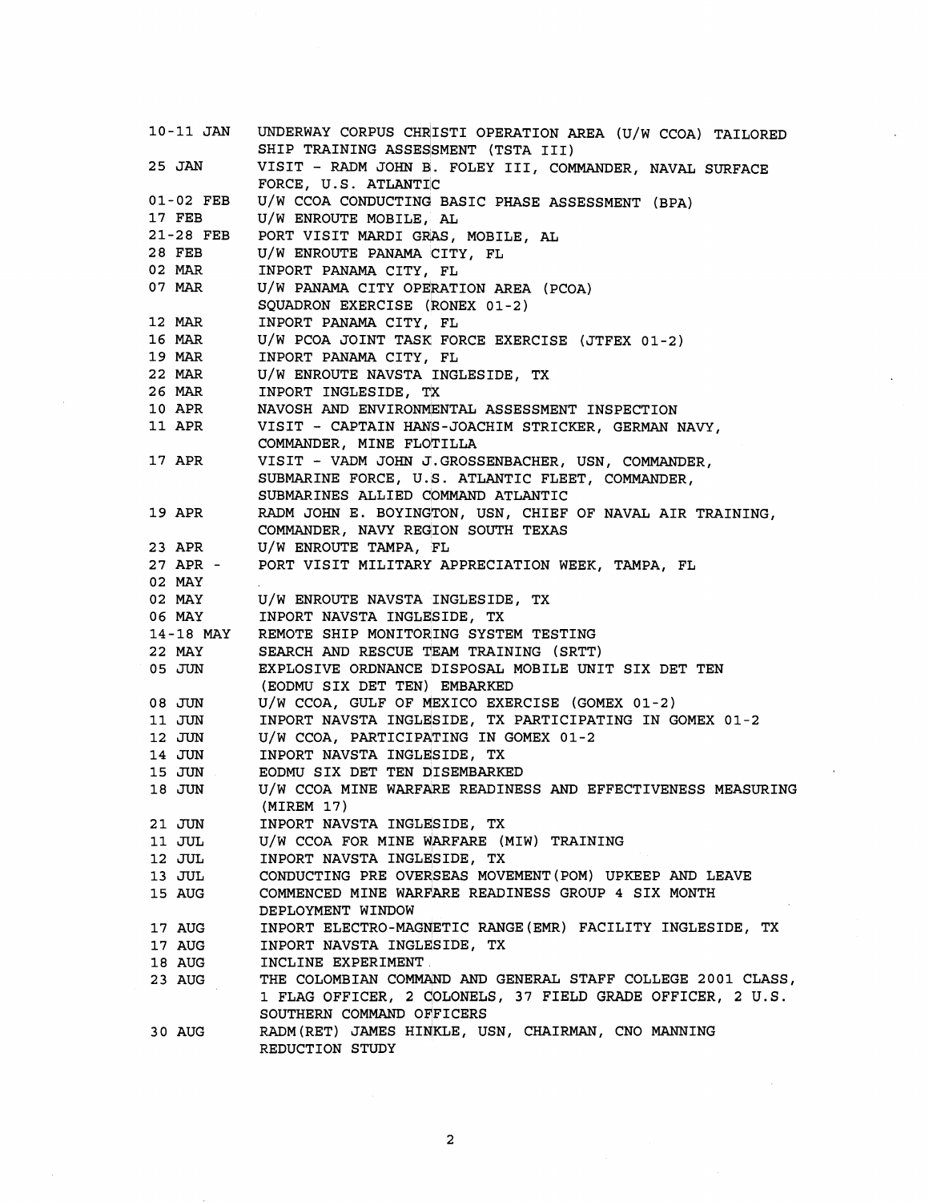| | |
|---|---|
| 10-11 JAN | UNDERWAY CORPUS CHRISTI OPERATION AREA (U/W CCOA) TAILORED SHIP TRAINING ASSESSMENT (TSTA III) |
| 25 JAN | VISIT - RADM JOHN B. FOLEY III, COMMANDER, NAVAL SURFACE FORCE, U.S. ATLANTIC |
| 01-02 FEB | U/W CCOA CONDUCTING BASIC PHASE ASSESSMENT (BPA) |
| 17 FEB | U/W ENROUTE MOBILE, AL |
| 21-28 FEB | PORT VISIT MARDI GRAS, MOBILE, AL |
| 28 FEB | U/W ENROUTE PANAMA CITY, FL |
| 02 MAR | INPORT PANAMA CITY, FL |
| 07 MAR | U/W PANAMA CITY OPERATION AREA (PCOA) SQUADRON EXERCISE (RONEX 01-2) |
| 12 MAR | INPORT PANAMA CITY, FL |
| 16 MAR | U/W PCOA JOINT TASK FORCE EXERCISE (JTFEX 01-2) |
| 19 MAR | INPORT PANAMA CITY, FL |
| 22 MAR | U/W ENROUTE NAVSTA INGLESIDE, TX |
| 26 MAR | INPORT INGLESIDE, TX |
| 10 APR | NAVOSH AND ENVIRONMENTAL ASSESSMENT INSPECTION |
| 11 APR | VISIT - CAPTAIN HANS-JOACHIM STRICKER, GERMAN NAVY, COMMANDER, MINE FLOTILLA |
| 17 APR | VISIT - VADM JOHN J.GROSSENBACHER, USN, COMMANDER, SUBMARINE FORCE, U.S. ATLANTIC FLEET, COMMANDER, SUBMARINES ALLIED COMMAND ATLANTIC |
| 19 APR | RADM JOHN E. BOYINGTON, USN, CHIEF OF NAVAL AIR TRAINING, COMMANDER, NAVY REGION SOUTH TEXAS |
| 23 APR | U/W ENROUTE TAMPA, FL |
| 27 APR - 02 MAY | PORT VISIT MILITARY APPRECIATION WEEK, TAMPA, FL |
| 02 MAY | U/W ENROUTE NAVSTA INGLESIDE, TX |
| 06 MAY | INPORT NAVSTA INGLESIDE, TX |
| 14-18 MAY | REMOTE SHIP MONITORING SYSTEM TESTING |
| 22 MAY | SEARCH AND RESCUE TEAM TRAINING (SRTT) |
| 05 JUN | EXPLOSIVE ORDNANCE DISPOSAL MOBILE UNIT SIX DET TEN (EODMU SIX DET TEN) EMBARKED |
| 08 JUN | U/W CCOA, GULF OF MEXICO EXERCISE (GOMEX 01-2) |
| 11 JUN | INPORT NAVSTA INGLESIDE, TX PARTICIPATING IN GOMEX 01-2 |
| 12 JUN | U/W CCOA, PARTICIPATING IN GOMEX 01-2 |
| 14 JUN | INPORT NAVSTA INGLESIDE, TX |
| 15 JUN | EODMU SIX DET TEN DISEMBARKED |
| 18 JUN | U/W CCOA MINE WARFARE READINESS AND EFFECTIVENESS MEASURING (MIREM 17) |
| 21 JUN | INPORT NAVSTA INGLESIDE, TX |
| 11 JUL | U/W CCOA FOR MINE WARFARE (MIW) TRAINING |
| 12 JUL | INPORT NAVSTA INGLESIDE, TX |
| 13 JUL | CONDUCTING PRE OVERSEAS MOVEMENT(POM) UPKEEP AND LEAVE |
| 15 AUG | COMMENCED MINE WARFARE READINESS GROUP 4 SIX MONTH DEPLOYMENT WINDOW |
| 17 AUG | INPORT ELECTRO-MAGNETIC RANGE(EMR) FACILITY INGLESIDE, TX |
| 17 AUG | INPORT NAVSTA INGLESIDE, TX |
| 18 AUG | INCLINE EXPERIMENT |
| 23 AUG | THE COLOMBIAN COMMAND AND GENERAL STAFF COLLEGE 2001 CLASS, 1 FLAG OFFICER, 2 COLONELS, 37 FIELD GRADE OFFICER, 2 U.S. SOUTHERN COMMAND OFFICERS |
| 30 AUG | RADM(RET) JAMES HINKLE, USN, CHAIRMAN, CNO MANNING REDUCTION STUDY |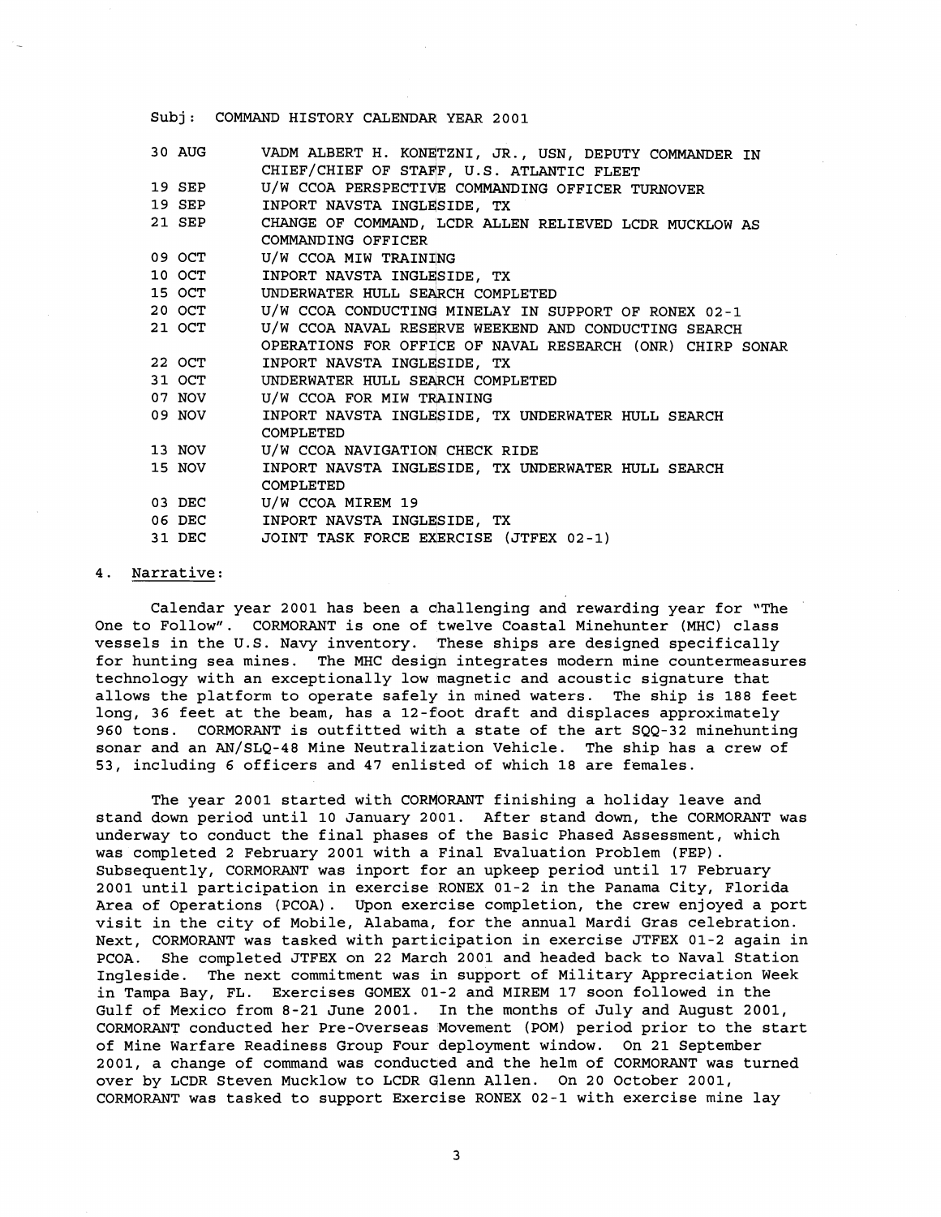Subj: COMMAND HISTORY CALENDAR YEAR 2001

| | |
|---|---|
| 30 AUG | VADM ALBERT H. KONETZNI, JR., USN, DEPUTY COMMANDER IN CHIEF/CHIEF OF STAFF, U.S. ATLANTIC FLEET |
| 19 SEP | U/W CCOA PERSPECTIVE COMMANDING OFFICER TURNOVER |
| 19 SEP | INPORT NAVSTA INGLESIDE, TX |
| 21 SEP | CHANGE OF COMMAND, LCDR ALLEN RELIEVED LCDR MUCKLOW AS COMMANDING OFFICER |
| 09 OCT | U/W CCOA MIW TRAINING |
| 10 OCT | INPORT NAVSTA INGLESIDE, TX |
| 15 OCT | UNDERWATER HULL SEARCH COMPLETED |
| 20 OCT | U/W CCOA CONDUCTING MINELAY IN SUPPORT OF RONEX 02-1 |
| 21 OCT | U/W CCOA NAVAL RESERVE WEEKEND AND CONDUCTING SEARCH OPERATIONS FOR OFFICE OF NAVAL RESEARCH (ONR) CHIRP SONAR |
| 22 OCT | INPORT NAVSTA INGLESIDE, TX |
| 31 OCT | UNDERWATER HULL SEARCH COMPLETED |
| 07 NOV | U/W CCOA FOR MIW TRAINING |
| 09 NOV | INPORT NAVSTA INGLESIDE, TX UNDERWATER HULL SEARCH COMPLETED |
| 13 NOV | U/W CCOA NAVIGATION CHECK RIDE |
| 15 NOV | INPORT NAVSTA INGLESIDE, TX UNDERWATER HULL SEARCH COMPLETED |
| 03 DEC | U/W CCOA MIREM 19 |
| 06 DEC | INPORT NAVSTA INGLESIDE, TX |
| 31 DEC | JOINT TASK FORCE EXERCISE (JTFEX 02-1) |

4. Narrative:

Calendar year 2001 has been a challenging and rewarding year for "The One to Follow". CORMORANT is one of twelve Coastal Minehunter (MHC) class vessels in the U.S. Navy inventory. These ships are designed specifically for hunting sea mines. The MHC design integrates modern mine countermeasures technology with an exceptionally low magnetic and acoustic signature that allows the platform to operate safely in mined waters. The ship is 188 feet long, 36 feet at the beam, has a 12-foot draft and displaces approximately 960 tons. CORMORANT is outfitted with a state of the art SQQ-32 minehunting sonar and an AN/SLQ-48 Mine Neutralization Vehicle. The ship has a crew of 53, including 6 officers and 47 enlisted of which 18 are females.

The year 2001 started with CORMORANT finishing a holiday leave and stand down period until 10 January 2001. After stand down, the CORMORANT was underway to conduct the final phases of the Basic Phased Assessment, which was completed 2 February 2001 with a Final Evaluation Problem (FEP). Subsequently, CORMORANT was inport for an upkeep period until 17 February 2001 until participation in exercise RONEX 01-2 in the Panama City, Florida Area of Operations (PCOA). Upon exercise completion, the crew enjoyed a port visit in the city of Mobile, Alabama, for the annual Mardi Gras celebration. Next, CORMORANT was tasked with participation in exercise JTFEX 01-2 again in PCOA. She completed JTFEX on 22 March 2001 and headed back to Naval Station Ingleside. The next commitment was in support of Military Appreciation Week in Tampa Bay, FL. Exercises GOMEX 01-2 and MIREM 17 soon followed in the Gulf of Mexico from 8-21 June 2001. In the months of July and August 2001, CORMORANT conducted her Pre-Overseas Movement (POM) period prior to the start of Mine Warfare Readiness Group Four deployment window. On 21 September 2001, a change of command was conducted and the helm of CORMORANT was turned over by LCDR Steven Mucklow to LCDR Glenn Allen. On 20 October 2001, CORMORANT was tasked to support Exercise RONEX 02-1 with exercise mine lay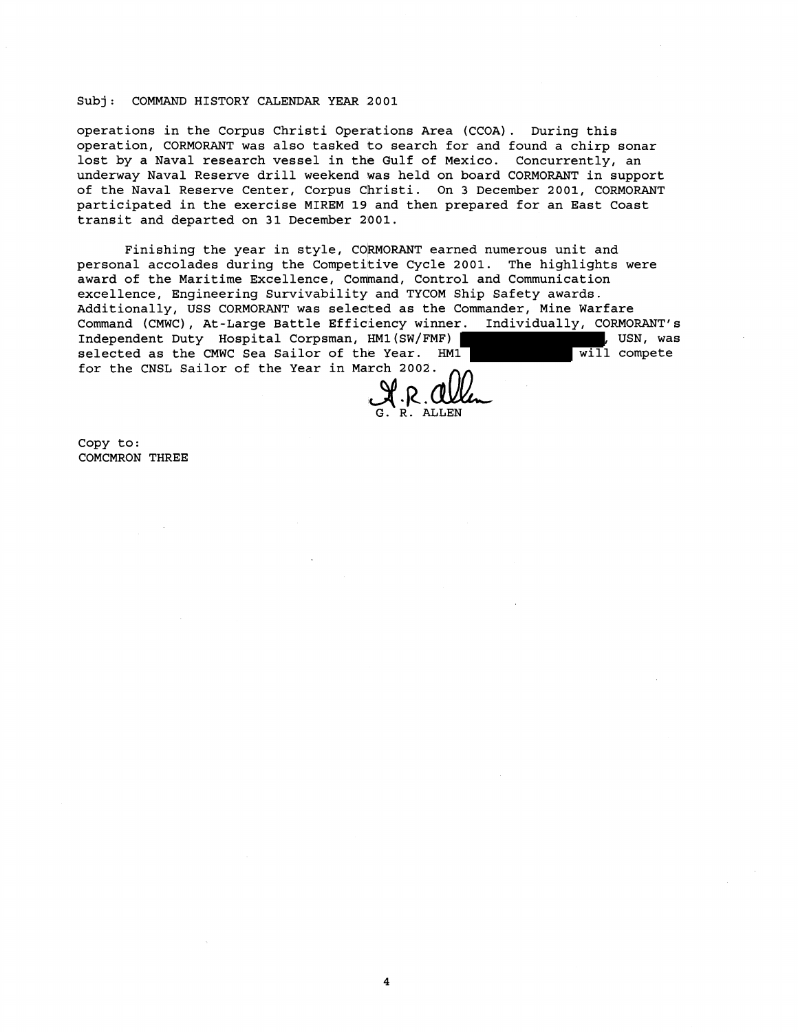Subj: COMMAND HISTORY CALENDAR YEAR 2001

operations in the Corpus Christi Operations Area (CCOA). During this operation, CORMORANT was also tasked to search for and found a chirp sonar lost by a Naval research vessel in the Gulf of Mexico. Concurrently, an underway Naval Reserve drill weekend was held on board CORMORANT in support of the Naval Reserve Center, Corpus Christi. On 3 December 2001, CORMORANT participated in the exercise MIREM 19 and then prepared for an East Coast transit and departed on 31 December 2001.

Finishing the year in style, CORMORANT earned numerous unit and personal accolades during the Competitive Cycle 2001. The highlights were award of the Maritime Excellence, Command, Control and Communication excellence, Engineering Survivability and TYCOM Ship Safety awards. Additionally, USS CORMORANT was selected as the Commander, Mine Warfare Command (CMWC), At-Large Battle Efficiency winner. Individually, CORMORANT's Independent Duty Hospital Corpsman, HM1(SW/FMF) [REDACTED], USN, was selected as the CMWC Sea Sailor of the Year. HM1 [REDACTED] will compete for the CNSL Sailor of the Year in March 2002.

G. R. ALLEN

Copy to:
COMCMRON THREE